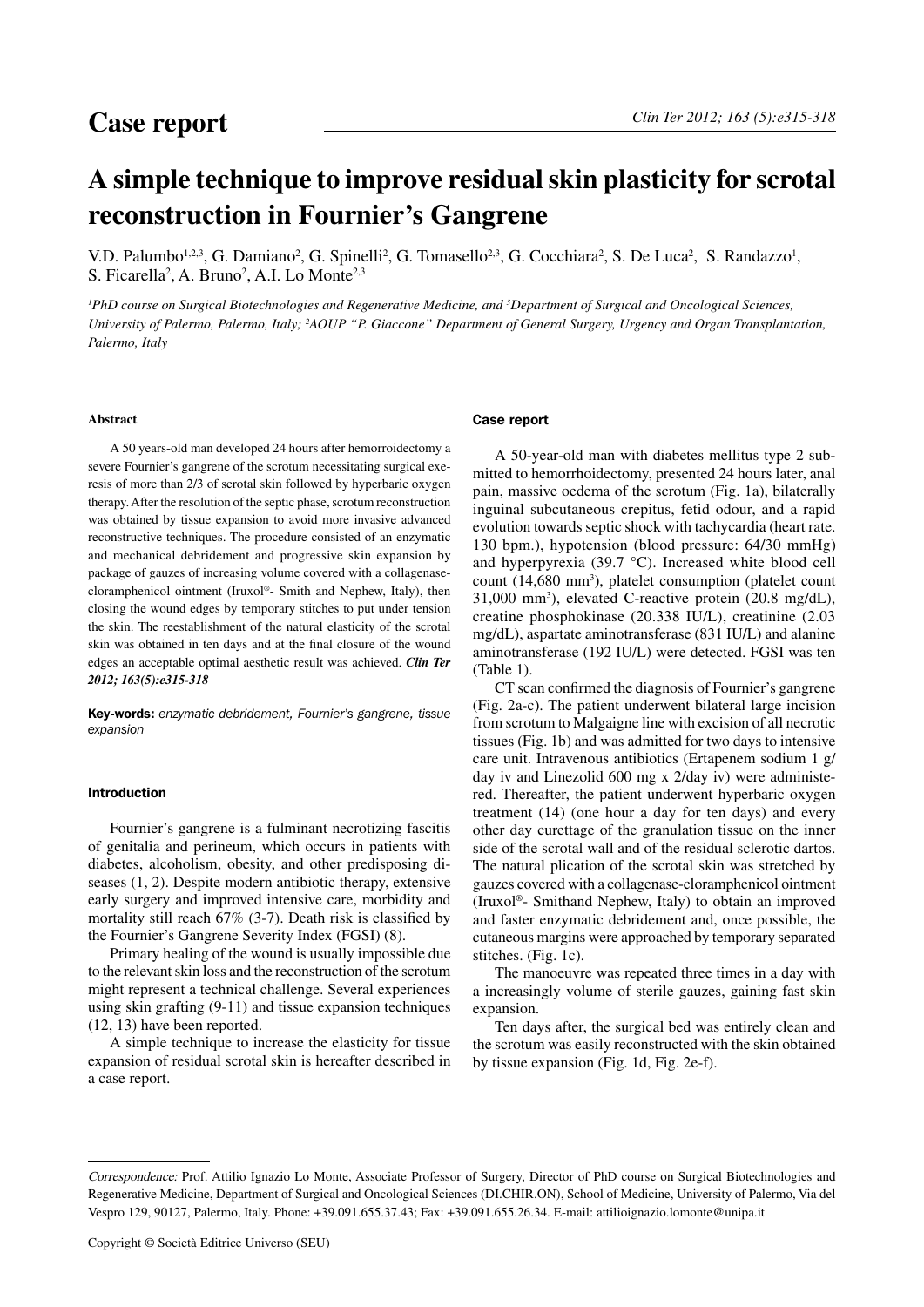Case report

# A simple technique to improve residual skin plasticity for scrotal reconstruction in Fournier's Gangrene

V.D. Palumbo[1,2,3], G. Damiano[2], G. Spinelli[2], G. Tomasello[2,3], G. Cocchiara[2], S. De Luca[2], S. Randazzo[1], S. Ficarella[2], A. Bruno[2], A.I. Lo Monte[2,3]

*[1]PhD course on Surgical Biotechnologies and Regenerative Medicine, and [3]Department of Surgical and Oncological Sciences, University of Palermo, Palermo, Italy; [2]AOUP "P. Giaccone" Department of General Surgery, Urgency and Organ Transplantation, Palermo, Italy*

### Abstract

A 50 years-old man developed 24 hours after hemorroidectomy a severe Fournier's gangrene of the scrotum necessitating surgical exeresis of more than 2/3 of scrotal skin followed by hyperbaric oxygen therapy. After the resolution of the septic phase, scrotum reconstruction was obtained by tissue expansion to avoid more invasive advanced reconstructive techniques. The procedure consisted of an enzymatic and mechanical debridement and progressive skin expansion by package of gauzes of increasing volume covered with a collagenase-cloramphenicol ointment (Iruxol®- Smith and Nephew, Italy), then closing the wound edges by temporary stitches to put under tension the skin. The reestablishment of the natural elasticity of the scrotal skin was obtained in ten days and at the final closure of the wound edges an acceptable optimal aesthetic result was achieved. ***Clin Ter 2012; 163(5):e315-318***

**Key-words:** *enzymatic debridement, Fournier's gangrene, tissue expansion*

### Introduction

Fournier's gangrene is a fulminant necrotizing fascitis of genitalia and perineum, which occurs in patients with diabetes, alcoholism, obesity, and other predisposing diseases (1, 2). Despite modern antibiotic therapy, extensive early surgery and improved intensive care, morbidity and mortality still reach 67% (3-7). Death risk is classified by the Fournier's Gangrene Severity Index (FGSI) (8).

Primary healing of the wound is usually impossible due to the relevant skin loss and the reconstruction of the scrotum might represent a technical challenge. Several experiences using skin grafting (9-11) and tissue expansion techniques (12, 13) have been reported.

A simple technique to increase the elasticity for tissue expansion of residual scrotal skin is hereafter described in a case report.

### Case report

A 50-year-old man with diabetes mellitus type 2 submitted to hemorrhoidectomy, presented 24 hours later, anal pain, massive oedema of the scrotum (Fig. 1a), bilaterally inguinal subcutaneous crepitus, fetid odour, and a rapid evolution towards septic shock with tachycardia (heart rate. 130 bpm.), hypotension (blood pressure: 64/30 mmHg) and hyperpyrexia (39.7 °C). Increased white blood cell count (14,680 $mm^3$), platelet consumption (platelet count 31,000 $mm^3$), elevated C-reactive protein (20.8 mg/dL), creatine phosphokinase (20.338 IU/L), creatinine (2.03 mg/dL), aspartate aminotransferase (831 IU/L) and alanine aminotransferase (192 IU/L) were detected. FGSI was ten (Table 1).

CT scan confirmed the diagnosis of Fournier's gangrene (Fig. 2a-c). The patient underwent bilateral large incision from scrotum to Malgaigne line with excision of all necrotic tissues (Fig. 1b) and was admitted for two days to intensive care unit. Intravenous antibiotics (Ertapenem sodium 1 g/day iv and Linezolid 600 mg x 2/day iv) were administered. Thereafter, the patient underwent hyperbaric oxygen treatment (14) (one hour a day for ten days) and every other day curettage of the granulation tissue on the inner side of the scrotal wall and of the residual sclerotic dartos. The natural plication of the scrotal skin was stretched by gauzes covered with a collagenase-cloramphenicol ointment (Iruxol®- Smithand Nephew, Italy) to obtain an improved and faster enzymatic debridement and, once possible, the cutaneous margins were approached by temporary separated stitches. (Fig. 1c).

The manoeuvre was repeated three times in a day with a increasingly volume of sterile gauzes, gaining fast skin expansion.

Ten days after, the surgical bed was entirely clean and the scrotum was easily reconstructed with the skin obtained by tissue expansion (Fig. 1d, Fig. 2e-f).

---

*Correspondence:* Prof. Attilio Ignazio Lo Monte, Associate Professor of Surgery, Director of PhD course on Surgical Biotechnologies and Regenerative Medicine, Department of Surgical and Oncological Sciences (DI.CHIR.ON), School of Medicine, University of Palermo, Via del Vespro 129, 90127, Palermo, Italy. Phone: +39.091.655.37.43; Fax: +39.091.655.26.34. E-mail: attilioignazio.lomonte@unipa.it

Copyright © Società Editrice Universo (SEU)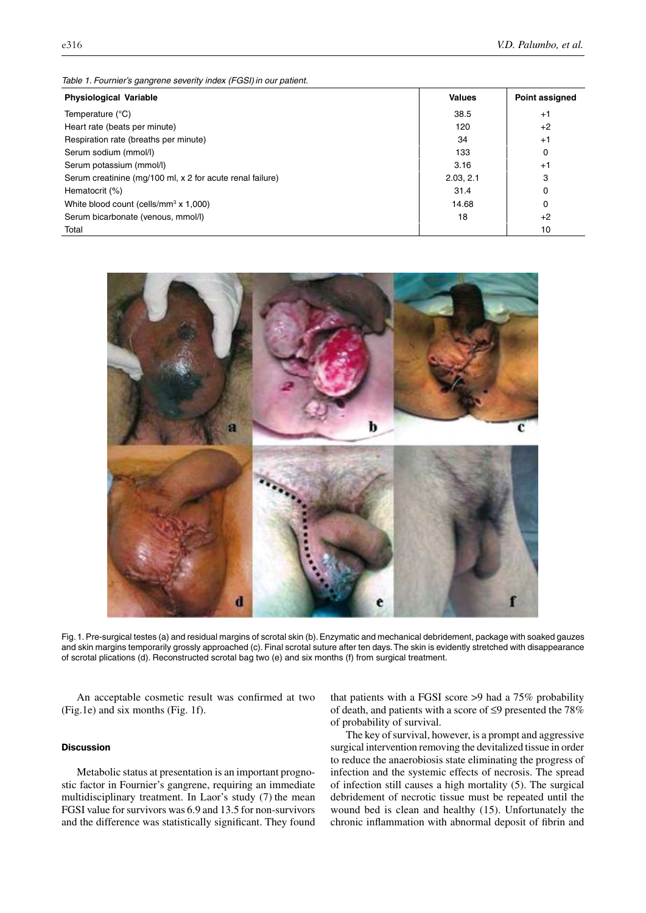*Table 1. Fournier's gangrene severity index (FGSI) in our patient.*

| Physiological Variable | Values | Point assigned |
|---|---|---|
| Temperature (°C) | 38.5 | +1 |
| Heart rate (beats per minute) | 120 | +2 |
| Respiration rate (breaths per minute) | 34 | +1 |
| Serum sodium (mmol/l) | 133 | 0 |
| Serum potassium (mmol/l) | 3.16 | +1 |
| Serum creatinine (mg/100 ml, x 2 for acute renal failure) | 2.03, 2.1 | 3 |
| Hematocrit (%) | 31.4 | 0 |
| White blood count (cells/mm$^3$ x 1,000) | 14.68 | 0 |
| Serum bicarbonate (venous, mmol/l) | 18 | +2 |
| Total | | 10 |

Fig. 1. Pre-surgical testes (a) and residual margins of scrotal skin (b). Enzymatic and mechanical debridement, package with soaked gauzes and skin margins temporarily grossly approached (c). Final scrotal suture after ten days. The skin is evidently stretched with disappearance of scrotal plications (d). Reconstructed scrotal bag two (e) and six months (f) from surgical treatment.

An acceptable cosmetic result was confirmed at two (Fig.1e) and six months (Fig. 1f).

## Discussion

Metabolic status at presentation is an important prognostic factor in Fournier's gangrene, requiring an immediate multidisciplinary treatment. In Laor's study (7) the mean FGSI value for survivors was 6.9 and 13.5 for non-survivors and the difference was statistically significant. They found that patients with a FGSI score >9 had a 75% probability of death, and patients with a score of ≤9 presented the 78% of probability of survival.

The key of survival, however, is a prompt and aggressive surgical intervention removing the devitalized tissue in order to reduce the anaerobiosis state eliminating the progress of infection and the systemic effects of necrosis. The spread of infection still causes a high mortality (5). The surgical debridement of necrotic tissue must be repeated until the wound bed is clean and healthy (15). Unfortunately the chronic inflammation with abnormal deposit of fibrin and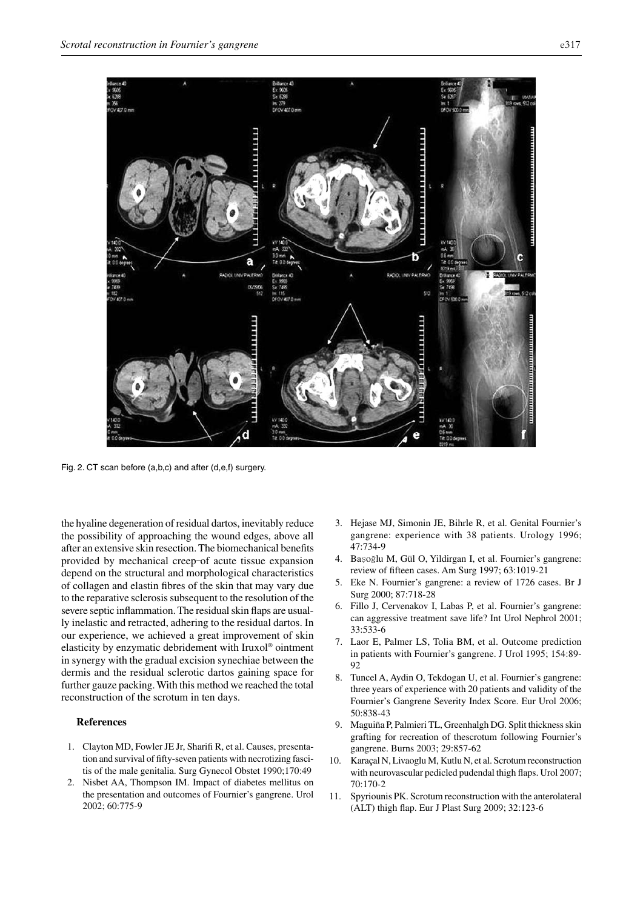Fig. 2. CT scan before (a,b,c) and after (d,e,f) surgery.

the hyaline degeneration of residual dartos, inevitably reduce the possibility of approaching the wound edges, above all after an extensive skin resection. The biomechanical benefits provided by mechanical creep–of acute tissue expansion depend on the structural and morphological characteristics of collagen and elastin fibres of the skin that may vary due to the reparative sclerosis subsequent to the resolution of the severe septic inflammation. The residual skin flaps are usually inelastic and retracted, adhering to the residual dartos. In our experience, we achieved a great improvement of skin elasticity by enzymatic debridement with Iruxol® ointment in synergy with the gradual excision synechiae between the dermis and the residual sclerotic dartos gaining space for further gauze packing. With this method we reached the total reconstruction of the scrotum in ten days.

## References

1. Clayton MD, Fowler JE Jr, Sharifi R, et al. Causes, presentation and survival of fifty-seven patients with necrotizing fasciitis of the male genitalia. Surg Gynecol Obstet 1990;170:49
2. Nisbet AA, Thompson IM. Impact of diabetes mellitus on the presentation and outcomes of Fournier's gangrene. Urol 2002; 60:775-9
3. Hejase MJ, Simonin JE, Bihrle R, et al. Genital Fournier's gangrene: experience with 38 patients. Urology 1996; 47:734-9
4. Başoğlu M, Gül O, Yildirgan I, et al. Fournier's gangrene: review of fifteen cases. Am Surg 1997; 63:1019-21
5. Eke N. Fournier's gangrene: a review of 1726 cases. Br J Surg 2000; 87:718-28
6. Fillo J, Cervenakov I, Labas P, et al. Fournier's gangrene: can aggressive treatment save life? Int Urol Nephrol 2001; 33:533-6
7. Laor E, Palmer LS, Tolia BM, et al. Outcome prediction in patients with Fournier's gangrene. J Urol 1995; 154:89-92
8. Tuncel A, Aydin O, Tekdogan U, et al. Fournier's gangrene: three years of experience with 20 patients and validity of the Fournier's Gangrene Severity Index Score. Eur Urol 2006; 50:838-43
9. Maguiña P, Palmieri TL, Greenhalgh DG. Split thickness skin grafting for recreation of thescrotum following Fournier's gangrene. Burns 2003; 29:857-62
10. Karaçal N, Livaoglu M, Kutlu N, et al. Scrotum reconstruction with neurovascular pedicled pudendal thigh flaps. Urol 2007; 70:170-2
11. Spyriounis PK. Scrotum reconstruction with the anterolateral (ALT) thigh flap. Eur J Plast Surg 2009; 32:123-6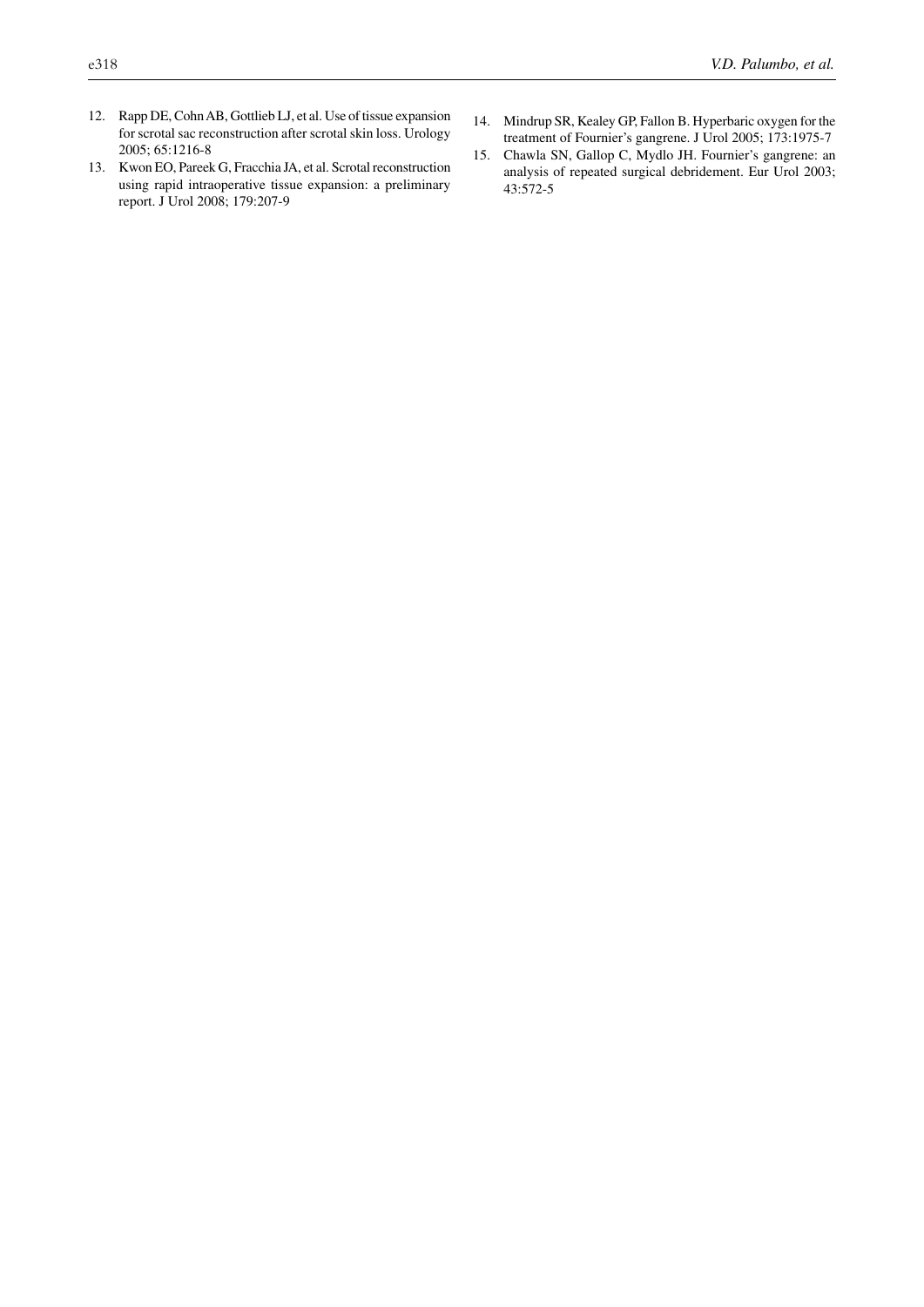12. Rapp DE, Cohn AB, Gottlieb LJ, et al. Use of tissue expansion for scrotal sac reconstruction after scrotal skin loss. Urology 2005; 65:1216-8
13. Kwon EO, Pareek G, Fracchia JA, et al. Scrotal reconstruction using rapid intraoperative tissue expansion: a preliminary report. J Urol 2008; 179:207-9
14. Mindrup SR, Kealey GP, Fallon B. Hyperbaric oxygen for the treatment of Fournier's gangrene. J Urol 2005; 173:1975-7
15. Chawla SN, Gallop C, Mydlo JH. Fournier's gangrene: an analysis of repeated surgical debridement. Eur Urol 2003; 43:572-5